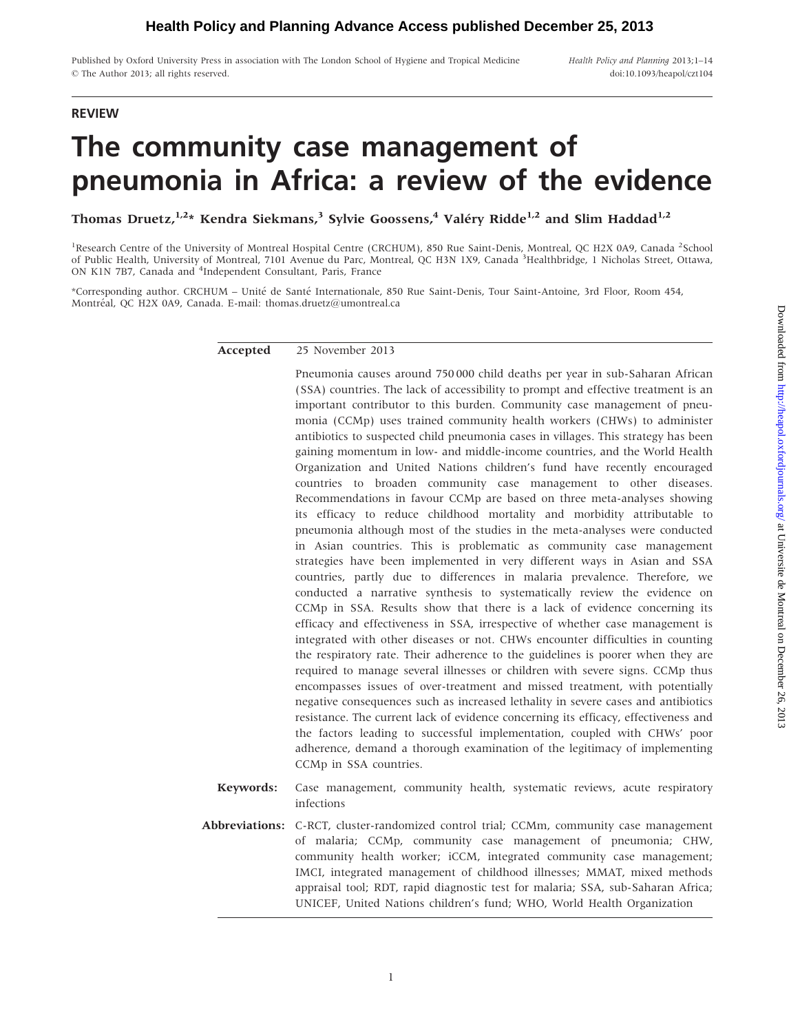**REVIEW**

# The community case management of pneumonia in Africa: a review of the evidence

**Thomas Druetz,[1,2]* Kendra Siekmans,[3] Sylvie Goossens,[4] Valéry Ridde[1,2] and Slim Haddad[1,2]**

[1]Research Centre of the University of Montreal Hospital Centre (CRCHUM), 850 Rue Saint-Denis, Montreal, QC H2X 0A9, Canada [2]School of Public Health, University of Montreal, 7101 Avenue du Parc, Montreal, QC H3N 1X9, Canada [3]Healthbridge, 1 Nicholas Street, Ottawa, ON K1N 7B7, Canada and [4]Independent Consultant, Paris, France

*Corresponding author. CRCHUM – Unité de Santé Internationale, 850 Rue Saint-Denis, Tour Saint-Antoine, 3rd Floor, Room 454, Montréal, QC H2X 0A9, Canada. E-mail: thomas.druetz@umontreal.ca

**Accepted** 25 November 2013

Pneumonia causes around 750 000 child deaths per year in sub-Saharan African (SSA) countries. The lack of accessibility to prompt and effective treatment is an important contributor to this burden. Community case management of pneumonia (CCMp) uses trained community health workers (CHWs) to administer antibiotics to suspected child pneumonia cases in villages. This strategy has been gaining momentum in low- and middle-income countries, and the World Health Organization and United Nations children's fund have recently encouraged countries to broaden community case management to other diseases. Recommendations in favour CCMp are based on three meta-analyses showing its efficacy to reduce childhood mortality and morbidity attributable to pneumonia although most of the studies in the meta-analyses were conducted in Asian countries. This is problematic as community case management strategies have been implemented in very different ways in Asian and SSA countries, partly due to differences in malaria prevalence. Therefore, we conducted a narrative synthesis to systematically review the evidence on CCMp in SSA. Results show that there is a lack of evidence concerning its efficacy and effectiveness in SSA, irrespective of whether case management is integrated with other diseases or not. CHWs encounter difficulties in counting the respiratory rate. Their adherence to the guidelines is poorer when they are required to manage several illnesses or children with severe signs. CCMp thus encompasses issues of over-treatment and missed treatment, with potentially negative consequences such as increased lethality in severe cases and antibiotics resistance. The current lack of evidence concerning its efficacy, effectiveness and the factors leading to successful implementation, coupled with CHWs' poor adherence, demand a thorough examination of the legitimacy of implementing CCMp in SSA countries.

**Keywords:** Case management, community health, systematic reviews, acute respiratory infections

**Abbreviations:** C-RCT, cluster-randomized control trial; CCMm, community case management of malaria; CCMp, community case management of pneumonia; CHW, community health worker; iCCM, integrated community case management; IMCI, integrated management of childhood illnesses; MMAT, mixed methods appraisal tool; RDT, rapid diagnostic test for malaria; SSA, sub-Saharan Africa; UNICEF, United Nations children's fund; WHO, World Health Organization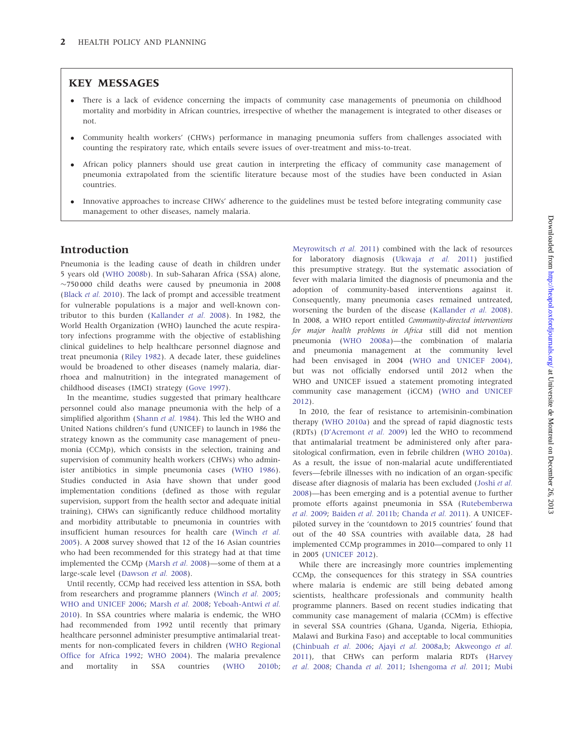## KEY MESSAGES

- There is a lack of evidence concerning the impacts of community case managements of pneumonia on childhood mortality and morbidity in African countries, irrespective of whether the management is integrated to other diseases or not.
- Community health workers' (CHWs) performance in managing pneumonia suffers from challenges associated with counting the respiratory rate, which entails severe issues of over-treatment and miss-to-treat.
- African policy planners should use great caution in interpreting the efficacy of community case management of pneumonia extrapolated from the scientific literature because most of the studies have been conducted in Asian countries.
- Innovative approaches to increase CHWs' adherence to the guidelines must be tested before integrating community case management to other diseases, namely malaria.

## Introduction

Pneumonia is the leading cause of death in children under 5 years old (WHO 2008b). In sub-Saharan Africa (SSA) alone, ~750 000 child deaths were caused by pneumonia in 2008 (Black *et al.* 2010). The lack of prompt and accessible treatment for vulnerable populations is a major and well-known contributor to this burden (Kallander *et al.* 2008). In 1982, the World Health Organization (WHO) launched the acute respiratory infections programme with the objective of establishing clinical guidelines to help healthcare personnel diagnose and treat pneumonia (Riley 1982). A decade later, these guidelines would be broadened to other diseases (namely malaria, diarrhoea and malnutrition) in the integrated management of childhood diseases (IMCI) strategy (Gove 1997).

In the meantime, studies suggested that primary healthcare personnel could also manage pneumonia with the help of a simplified algorithm (Shann *et al.* 1984). This led the WHO and United Nations children's fund (UNICEF) to launch in 1986 the strategy known as the community case management of pneumonia (CCMp), which consists in the selection, training and supervision of community health workers (CHWs) who administer antibiotics in simple pneumonia cases (WHO 1986). Studies conducted in Asia have shown that under good implementation conditions (defined as those with regular supervision, support from the health sector and adequate initial training), CHWs can significantly reduce childhood mortality and morbidity attributable to pneumonia in countries with insufficient human resources for health care (Winch *et al.* 2005). A 2008 survey showed that 12 of the 16 Asian countries who had been recommended for this strategy had at that time implemented the CCMp (Marsh *et al.* 2008)—some of them at a large-scale level (Dawson *et al.* 2008).

Until recently, CCMp had received less attention in SSA, both from researchers and programme planners (Winch *et al.* 2005; WHO and UNICEF 2006; Marsh *et al.* 2008; Yeboah-Antwi *et al.* 2010). In SSA countries where malaria is endemic, the WHO had recommended from 1992 until recently that primary healthcare personnel administer presumptive antimalarial treatments for non-complicated fevers in children (WHO Regional Office for Africa 1992; WHO 2004). The malaria prevalence and mortality in SSA countries (WHO 2010b; Meyrowitsch *et al.* 2011) combined with the lack of resources for laboratory diagnosis (Ukwaja *et al.* 2011) justified this presumptive strategy. But the systematic association of fever with malaria limited the diagnosis of pneumonia and the adoption of community-based interventions against it. Consequently, many pneumonia cases remained untreated, worsening the burden of the disease (Kallander *et al.* 2008). In 2008, a WHO report entitled *Community-directed interventions for major health problems in Africa* still did not mention pneumonia (WHO 2008a)—the combination of malaria and pneumonia management at the community level had been envisaged in 2004 (WHO and UNICEF 2004), but was not officially endorsed until 2012 when the WHO and UNICEF issued a statement promoting integrated community case management (iCCM) (WHO and UNICEF 2012).

In 2010, the fear of resistance to artemisinin-combination therapy (WHO 2010a) and the spread of rapid diagnostic tests (RDTs) (D'Acremont *et al.* 2009) led the WHO to recommend that antimalarial treatment be administered only after parasitological confirmation, even in febrile children (WHO 2010a). As a result, the issue of non-malarial acute undifferentiated fevers—febrile illnesses with no indication of an organ-specific disease after diagnosis of malaria has been excluded (Joshi *et al.* 2008)—has been emerging and is a potential avenue to further promote efforts against pneumonia in SSA (Rutebemberwa *et al.* 2009; Baiden *et al.* 2011b; Chanda *et al.* 2011). A UNICEF-piloted survey in the 'countdown to 2015 countries' found that out of the 40 SSA countries with available data, 28 had implemented CCMp programmes in 2010—compared to only 11 in 2005 (UNICEF 2012).

While there are increasingly more countries implementing CCMp, the consequences for this strategy in SSA countries where malaria is endemic are still being debated among scientists, healthcare professionals and community health programme planners. Based on recent studies indicating that community case management of malaria (CCMm) is effective in several SSA countries (Ghana, Uganda, Nigeria, Ethiopia, Malawi and Burkina Faso) and acceptable to local communities (Chinbuah *et al.* 2006; Ajayi *et al.* 2008a,b; Akweongo *et al.* 2011), that CHWs can perform malaria RDTs (Harvey *et al.* 2008; Chanda *et al.* 2011; Ishengoma *et al.* 2011; Mubi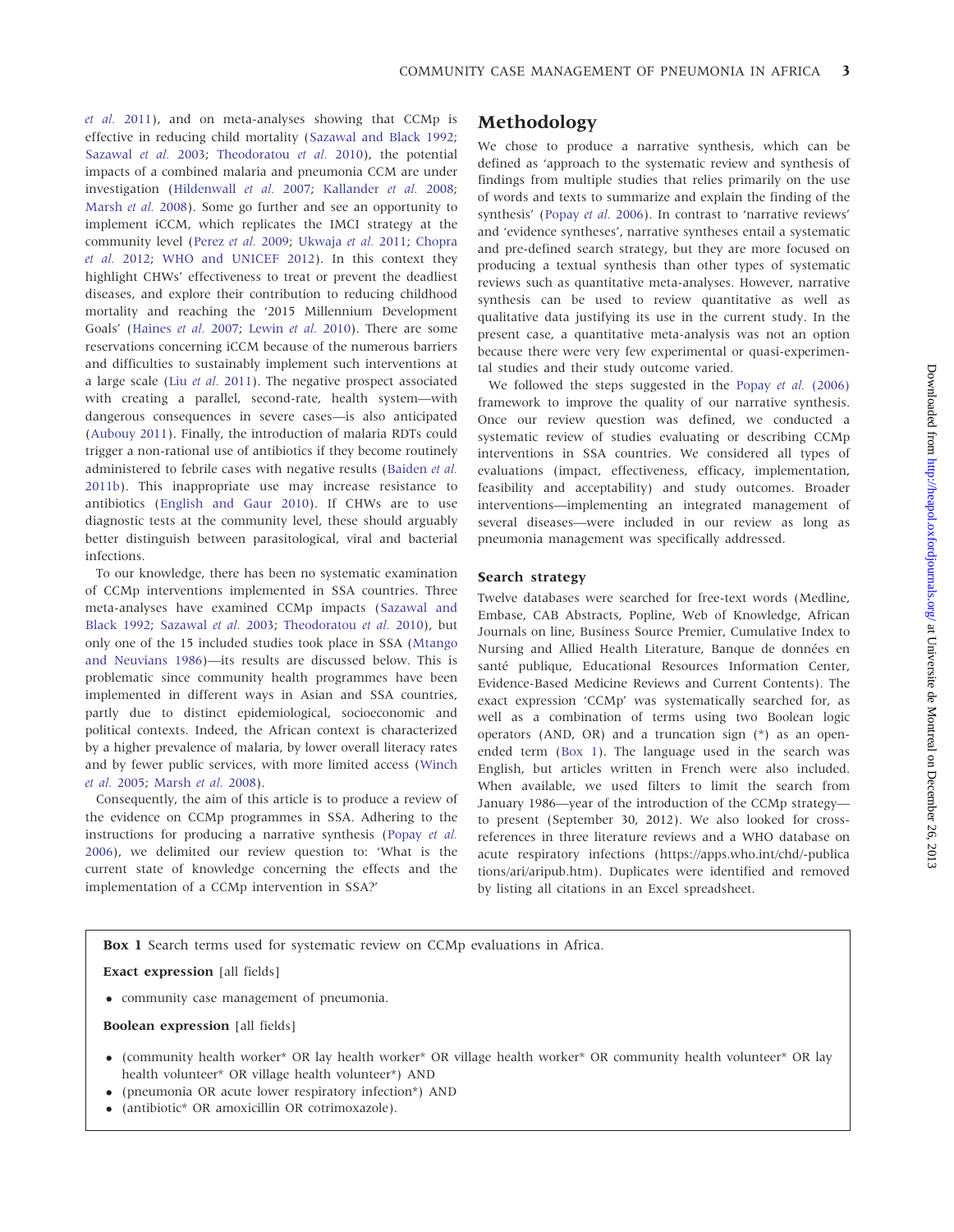*et al.* 2011), and on meta-analyses showing that CCMp is effective in reducing child mortality (Sazawal and Black 1992; Sazawal *et al.* 2003; Theodoratou *et al.* 2010), the potential impacts of a combined malaria and pneumonia CCM are under investigation (Hildenwall *et al.* 2007; Kallander *et al.* 2008; Marsh *et al.* 2008). Some go further and see an opportunity to implement iCCM, which replicates the IMCI strategy at the community level (Perez *et al.* 2009; Ukwaja *et al.* 2011; Chopra *et al.* 2012; WHO and UNICEF 2012). In this context they highlight CHWs' effectiveness to treat or prevent the deadliest diseases, and explore their contribution to reducing childhood mortality and reaching the '2015 Millennium Development Goals' (Haines *et al.* 2007; Lewin *et al.* 2010). There are some reservations concerning iCCM because of the numerous barriers and difficulties to sustainably implement such interventions at a large scale (Liu *et al.* 2011). The negative prospect associated with creating a parallel, second-rate, health system—with dangerous consequences in severe cases—is also anticipated (Aubouy 2011). Finally, the introduction of malaria RDTs could trigger a non-rational use of antibiotics if they become routinely administered to febrile cases with negative results (Baiden *et al.* 2011b). This inappropriate use may increase resistance to antibiotics (English and Gaur 2010). If CHWs are to use diagnostic tests at the community level, these should arguably better distinguish between parasitological, viral and bacterial infections.

To our knowledge, there has been no systematic examination of CCMp interventions implemented in SSA countries. Three meta-analyses have examined CCMp impacts (Sazawal and Black 1992; Sazawal *et al.* 2003; Theodoratou *et al.* 2010), but only one of the 15 included studies took place in SSA (Mtango and Neuvians 1986)—its results are discussed below. This is problematic since community health programmes have been implemented in different ways in Asian and SSA countries, partly due to distinct epidemiological, socioeconomic and political contexts. Indeed, the African context is characterized by a higher prevalence of malaria, by lower overall literacy rates and by fewer public services, with more limited access (Winch *et al.* 2005; Marsh *et al.* 2008).

Consequently, the aim of this article is to produce a review of the evidence on CCMp programmes in SSA. Adhering to the instructions for producing a narrative synthesis (Popay *et al.* 2006), we delimited our review question to: 'What is the current state of knowledge concerning the effects and the implementation of a CCMp intervention in SSA?'

# Methodology

We chose to produce a narrative synthesis, which can be defined as 'approach to the systematic review and synthesis of findings from multiple studies that relies primarily on the use of words and texts to summarize and explain the finding of the synthesis' (Popay *et al.* 2006). In contrast to 'narrative reviews' and 'evidence syntheses', narrative syntheses entail a systematic and pre-defined search strategy, but they are more focused on producing a textual synthesis than other types of systematic reviews such as quantitative meta-analyses. However, narrative synthesis can be used to review quantitative as well as qualitative data justifying its use in the current study. In the present case, a quantitative meta-analysis was not an option because there were very few experimental or quasi-experimental studies and their study outcome varied.

We followed the steps suggested in the Popay *et al.* (2006) framework to improve the quality of our narrative synthesis. Once our review question was defined, we conducted a systematic review of studies evaluating or describing CCMp interventions in SSA countries. We considered all types of evaluations (impact, effectiveness, efficacy, implementation, feasibility and acceptability) and study outcomes. Broader interventions—implementing an integrated management of several diseases—were included in our review as long as pneumonia management was specifically addressed.

## Search strategy

Twelve databases were searched for free-text words (Medline, Embase, CAB Abstracts, Popline, Web of Knowledge, African Journals on line, Business Source Premier, Cumulative Index to Nursing and Allied Health Literature, Banque de données en santé publique, Educational Resources Information Center, Evidence-Based Medicine Reviews and Current Contents). The exact expression 'CCMp' was systematically searched for, as well as a combination of terms using two Boolean logic operators (AND, OR) and a truncation sign (*) as an open-ended term (Box 1). The language used in the search was English, but articles written in French were also included. When available, we used filters to limit the search from January 1986—year of the introduction of the CCMp strategy—to present (September 30, 2012). We also looked for cross-references in three literature reviews and a WHO database on acute respiratory infections (https://apps.who.int/chd/-publications/ari/aripub.htm). Duplicates were identified and removed by listing all citations in an Excel spreadsheet.

**Box 1** Search terms used for systematic review on CCMp evaluations in Africa.

**Exact expression** [all fields]

- community case management of pneumonia.

**Boolean expression** [all fields]

- (community health worker* OR lay health worker* OR village health worker* OR community health volunteer* OR lay health volunteer* OR village health volunteer*) AND
- (pneumonia OR acute lower respiratory infection*) AND
- (antibiotic* OR amoxicillin OR cotrimoxazole).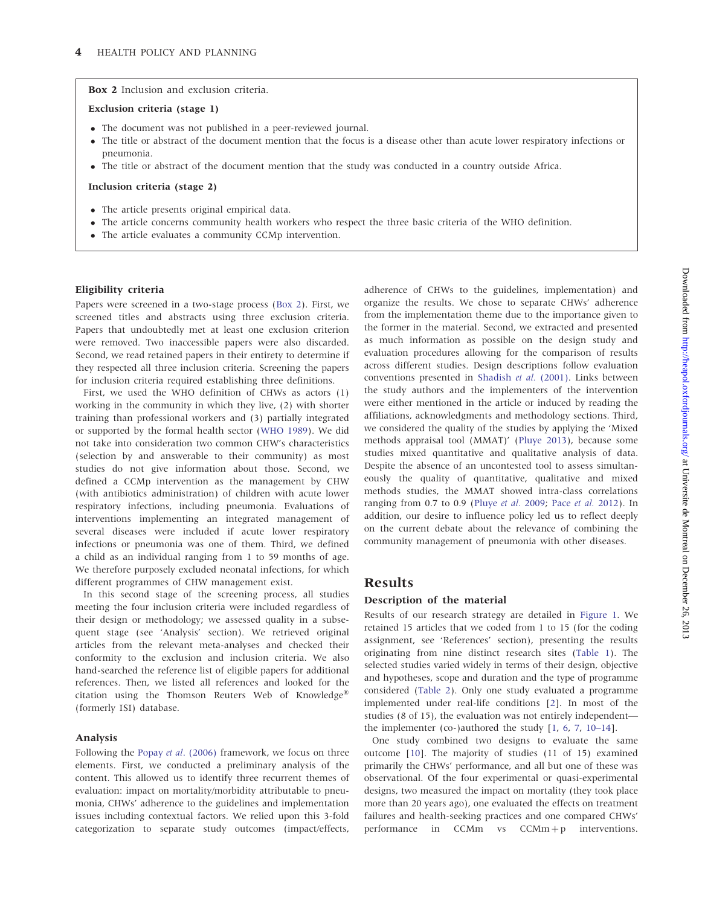**Box 2** Inclusion and exclusion criteria.

**Exclusion criteria (stage 1)**

- The document was not published in a peer-reviewed journal.
- The title or abstract of the document mention that the focus is a disease other than acute lower respiratory infections or pneumonia.
- The title or abstract of the document mention that the study was conducted in a country outside Africa.

**Inclusion criteria (stage 2)**

- The article presents original empirical data.
- The article concerns community health workers who respect the three basic criteria of the WHO definition.
- The article evaluates a community CCMp intervention.

### Eligibility criteria

Papers were screened in a two-stage process (Box 2). First, we screened titles and abstracts using three exclusion criteria. Papers that undoubtedly met at least one exclusion criterion were removed. Two inaccessible papers were also discarded. Second, we read retained papers in their entirety to determine if they respected all three inclusion criteria. Screening the papers for inclusion criteria required establishing three definitions.

First, we used the WHO definition of CHWs as actors (1) working in the community in which they live, (2) with shorter training than professional workers and (3) partially integrated or supported by the formal health sector (WHO 1989). We did not take into consideration two common CHW's characteristics (selection by and answerable to their community) as most studies do not give information about those. Second, we defined a CCMp intervention as the management by CHW (with antibiotics administration) of children with acute lower respiratory infections, including pneumonia. Evaluations of interventions implementing an integrated management of several diseases were included if acute lower respiratory infections or pneumonia was one of them. Third, we defined a child as an individual ranging from 1 to 59 months of age. We therefore purposely excluded neonatal infections, for which different programmes of CHW management exist.

In this second stage of the screening process, all studies meeting the four inclusion criteria were included regardless of their design or methodology; we assessed quality in a subsequent stage (see 'Analysis' section). We retrieved original articles from the relevant meta-analyses and checked their conformity to the exclusion and inclusion criteria. We also hand-searched the reference list of eligible papers for additional references. Then, we listed all references and looked for the citation using the Thomson Reuters Web of Knowledge® (formerly ISI) database.

### Analysis

Following the Popay *et al*. (2006) framework, we focus on three elements. First, we conducted a preliminary analysis of the content. This allowed us to identify three recurrent themes of evaluation: impact on mortality/morbidity attributable to pneumonia, CHWs' adherence to the guidelines and implementation issues including contextual factors. We relied upon this 3-fold categorization to separate study outcomes (impact/effects, adherence of CHWs to the guidelines, implementation) and organize the results. We chose to separate CHWs' adherence from the implementation theme due to the importance given to the former in the material. Second, we extracted and presented as much information as possible on the design study and evaluation procedures allowing for the comparison of results across different studies. Design descriptions follow evaluation conventions presented in Shadish *et al.* (2001). Links between the study authors and the implementers of the intervention were either mentioned in the article or induced by reading the affiliations, acknowledgments and methodology sections. Third, we considered the quality of the studies by applying the 'Mixed methods appraisal tool (MMAT)' (Pluye 2013), because some studies mixed quantitative and qualitative analysis of data. Despite the absence of an uncontested tool to assess simultaneously the quality of quantitative, qualitative and mixed methods studies, the MMAT showed intra-class correlations ranging from 0.7 to 0.9 (Pluye *et al.* 2009; Pace *et al.* 2012). In addition, our desire to influence policy led us to reflect deeply on the current debate about the relevance of combining the community management of pneumonia with other diseases.

## Results

### Description of the material

Results of our research strategy are detailed in Figure 1. We retained 15 articles that we coded from 1 to 15 (for the coding assignment, see 'References' section), presenting the results originating from nine distinct research sites (Table 1). The selected studies varied widely in terms of their design, objective and hypotheses, scope and duration and the type of programme considered (Table 2). Only one study evaluated a programme implemented under real-life conditions [2]. In most of the studies (8 of 15), the evaluation was not entirely independent—the implementer (co-)authored the study [1, 6, 7, 10–14].

One study combined two designs to evaluate the same outcome [10]. The majority of studies (11 of 15) examined primarily the CHWs' performance, and all but one of these was observational. Of the four experimental or quasi-experimental designs, two measured the impact on mortality (they took place more than 20 years ago), one evaluated the effects on treatment failures and health-seeking practices and one compared CHWs' performance in CCMm vs CCMm + p interventions.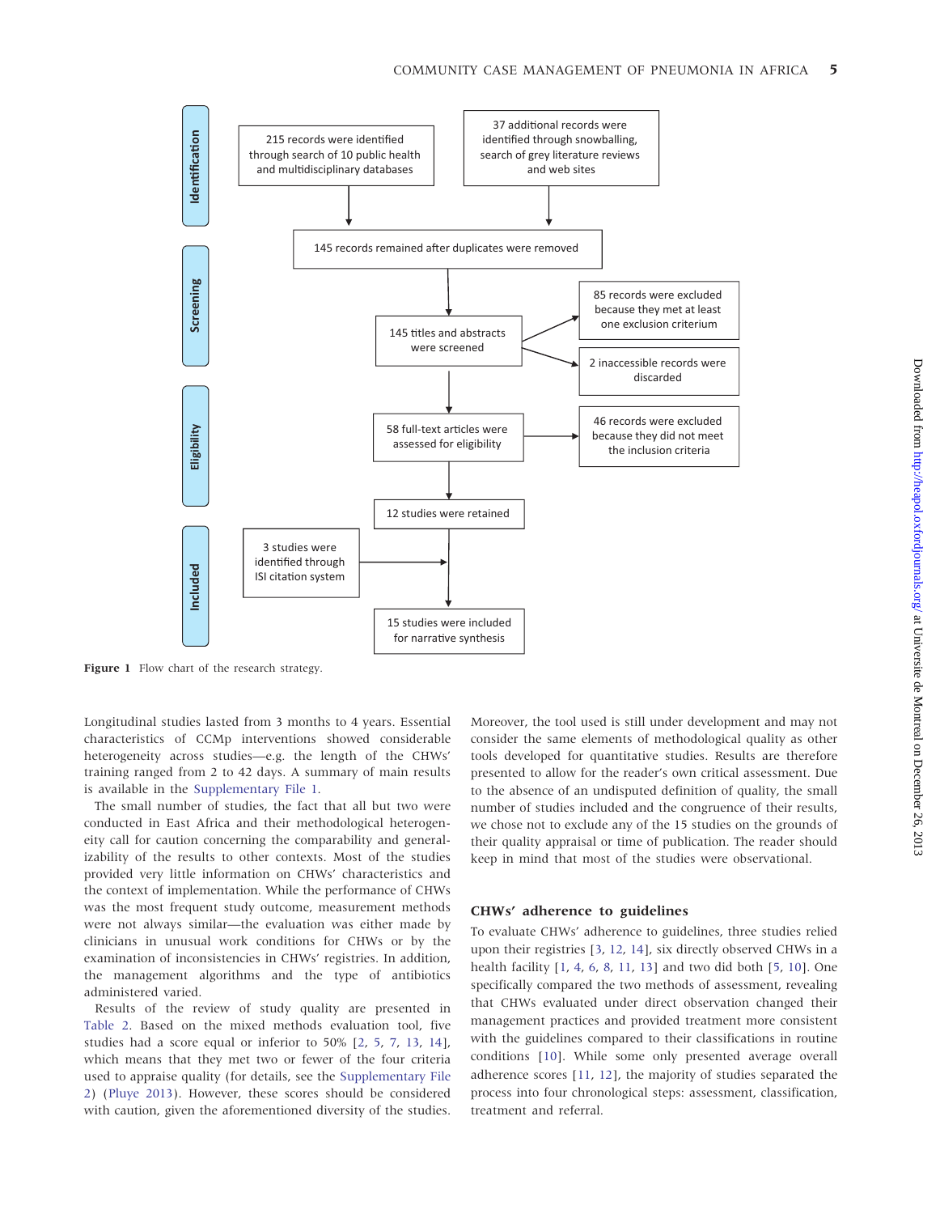Identification

215 records were identified through search of 10 public health and multidisciplinary databases

37 additional records were identified through snowballing, search of grey literature reviews and web sites

145 records remained after duplicates were removed

Screening

145 titles and abstracts were screened

85 records were excluded because they met at least one exclusion criterium

2 inaccessible records were discarded

Eligibility

58 full-text articles were assessed for eligibility

46 records were excluded because they did not meet the inclusion criteria

12 studies were retained

Included

3 studies were identified through ISI citation system

15 studies were included for narrative synthesis

**Figure 1** Flow chart of the research strategy.

Longitudinal studies lasted from 3 months to 4 years. Essential characteristics of CCMp interventions showed considerable heterogeneity across studies—e.g. the length of the CHWs' training ranged from 2 to 42 days. A summary of main results is available in the Supplementary File 1.

The small number of studies, the fact that all but two were conducted in East Africa and their methodological heterogeneity call for caution concerning the comparability and generalizability of the results to other contexts. Most of the studies provided very little information on CHWs' characteristics and the context of implementation. While the performance of CHWs was the most frequent study outcome, measurement methods were not always similar—the evaluation was either made by clinicians in unusual work conditions for CHWs or by the examination of inconsistencies in CHWs' registries. In addition, the management algorithms and the type of antibiotics administered varied.

Results of the review of study quality are presented in Table 2. Based on the mixed methods evaluation tool, five studies had a score equal or inferior to 50% [2, 5, 7, 13, 14], which means that they met two or fewer of the four criteria used to appraise quality (for details, see the Supplementary File 2) (Pluye 2013). However, these scores should be considered with caution, given the aforementioned diversity of the studies. Moreover, the tool used is still under development and may not consider the same elements of methodological quality as other tools developed for quantitative studies. Results are therefore presented to allow for the reader's own critical assessment. Due to the absence of an undisputed definition of quality, the small number of studies included and the congruence of their results, we chose not to exclude any of the 15 studies on the grounds of their quality appraisal or time of publication. The reader should keep in mind that most of the studies were observational.

### CHWs' adherence to guidelines

To evaluate CHWs' adherence to guidelines, three studies relied upon their registries [3, 12, 14], six directly observed CHWs in a health facility [1, 4, 6, 8, 11, 13] and two did both [5, 10]. One specifically compared the two methods of assessment, revealing that CHWs evaluated under direct observation changed their management practices and provided treatment more consistent with the guidelines compared to their classifications in routine conditions [10]. While some only presented average overall adherence scores [11, 12], the majority of studies separated the process into four chronological steps: assessment, classification, treatment and referral.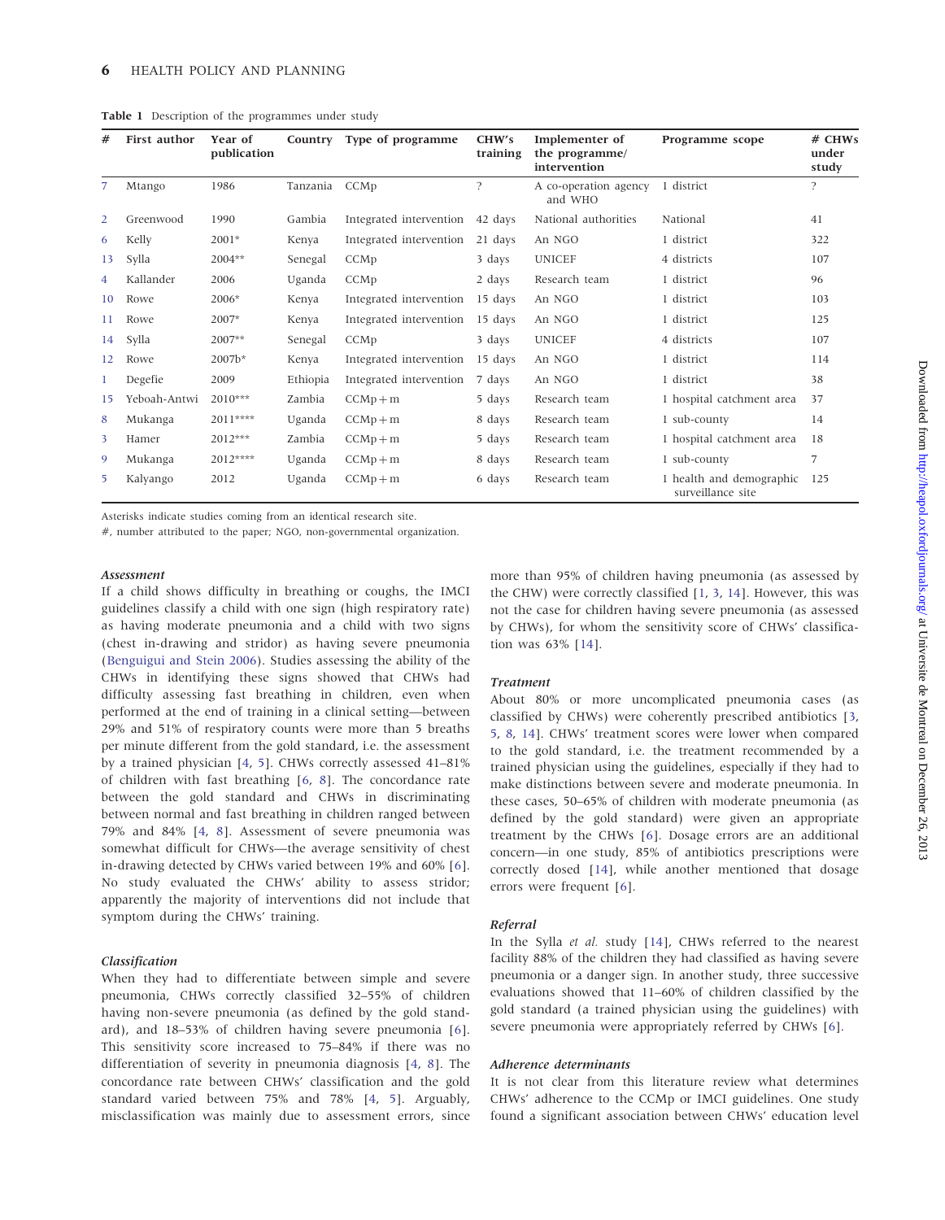**Table 1** Description of the programmes under study

| # | First author | Year of publication | Country | Type of programme | CHW's training | Implementer of the programme/ intervention | Programme scope | # CHWs under study |
|---|---|---|---|---|---|---|---|---|
| 7 | Mtango | 1986 | Tanzania | CCMp | ? | A co-operation agency and WHO | 1 district | ? |
| 2 | Greenwood | 1990 | Gambia | Integrated intervention | 42 days | National authorities | National | 41 |
| 6 | Kelly | 2001* | Kenya | Integrated intervention | 21 days | An NGO | 1 district | 322 |
| 13 | Sylla | 2004** | Senegal | CCMp | 3 days | UNICEF | 4 districts | 107 |
| 4 | Kallander | 2006 | Uganda | CCMp | 2 days | Research team | 1 district | 96 |
| 10 | Rowe | 2006* | Kenya | Integrated intervention | 15 days | An NGO | 1 district | 103 |
| 11 | Rowe | 2007* | Kenya | Integrated intervention | 15 days | An NGO | 1 district | 125 |
| 14 | Sylla | 2007** | Senegal | CCMp | 3 days | UNICEF | 4 districts | 107 |
| 12 | Rowe | 2007b* | Kenya | Integrated intervention | 15 days | An NGO | 1 district | 114 |
| 1 | Degefie | 2009 | Ethiopia | Integrated intervention | 7 days | An NGO | 1 district | 38 |
| 15 | Yeboah-Antwi | 2010*** | Zambia | CCMp + m | 5 days | Research team | 1 hospital catchment area | 37 |
| 8 | Mukanga | 2011**** | Uganda | CCMp + m | 8 days | Research team | 1 sub-county | 14 |
| 3 | Hamer | 2012*** | Zambia | CCMp + m | 5 days | Research team | 1 hospital catchment area | 18 |
| 9 | Mukanga | 2012**** | Uganda | CCMp + m | 8 days | Research team | 1 sub-county | 7 |
| 5 | Kalyango | 2012 | Uganda | CCMp + m | 6 days | Research team | 1 health and demographic surveillance site | 125 |

Asterisks indicate studies coming from an identical research site.

#, number attributed to the paper; NGO, non-governmental organization.

#### *Assessment*

If a child shows difficulty in breathing or coughs, the IMCI guidelines classify a child with one sign (high respiratory rate) as having moderate pneumonia and a child with two signs (chest in-drawing and stridor) as having severe pneumonia (Benguigui and Stein 2006). Studies assessing the ability of the CHWs in identifying these signs showed that CHWs had difficulty assessing fast breathing in children, even when performed at the end of training in a clinical setting—between 29% and 51% of respiratory counts were more than 5 breaths per minute different from the gold standard, i.e. the assessment by a trained physician [4, 5]. CHWs correctly assessed 41–81% of children with fast breathing [6, 8]. The concordance rate between the gold standard and CHWs in discriminating between normal and fast breathing in children ranged between 79% and 84% [4, 8]. Assessment of severe pneumonia was somewhat difficult for CHWs—the average sensitivity of chest in-drawing detected by CHWs varied between 19% and 60% [6]. No study evaluated the CHWs' ability to assess stridor; apparently the majority of interventions did not include that symptom during the CHWs' training.

#### *Classification*

When they had to differentiate between simple and severe pneumonia, CHWs correctly classified 32–55% of children having non-severe pneumonia (as defined by the gold standard), and 18–53% of children having severe pneumonia [6]. This sensitivity score increased to 75–84% if there was no differentiation of severity in pneumonia diagnosis [4, 8]. The concordance rate between CHWs' classification and the gold standard varied between 75% and 78% [4, 5]. Arguably, misclassification was mainly due to assessment errors, since more than 95% of children having pneumonia (as assessed by the CHW) were correctly classified [1, 3, 14]. However, this was not the case for children having severe pneumonia (as assessed by CHWs), for whom the sensitivity score of CHWs' classification was 63% [14].

#### *Treatment*

About 80% or more uncomplicated pneumonia cases (as classified by CHWs) were coherently prescribed antibiotics [3, 5, 8, 14]. CHWs' treatment scores were lower when compared to the gold standard, i.e. the treatment recommended by a trained physician using the guidelines, especially if they had to make distinctions between severe and moderate pneumonia. In these cases, 50–65% of children with moderate pneumonia (as defined by the gold standard) were given an appropriate treatment by the CHWs [6]. Dosage errors are an additional concern—in one study, 85% of antibiotics prescriptions were correctly dosed [14], while another mentioned that dosage errors were frequent [6].

#### *Referral*

In the Sylla *et al.* study [14], CHWs referred to the nearest facility 88% of the children they had classified as having severe pneumonia or a danger sign. In another study, three successive evaluations showed that 11–60% of children classified by the gold standard (a trained physician using the guidelines) with severe pneumonia were appropriately referred by CHWs [6].

#### *Adherence determinants*

It is not clear from this literature review what determines CHWs' adherence to the CCMp or IMCI guidelines. One study found a significant association between CHWs' education level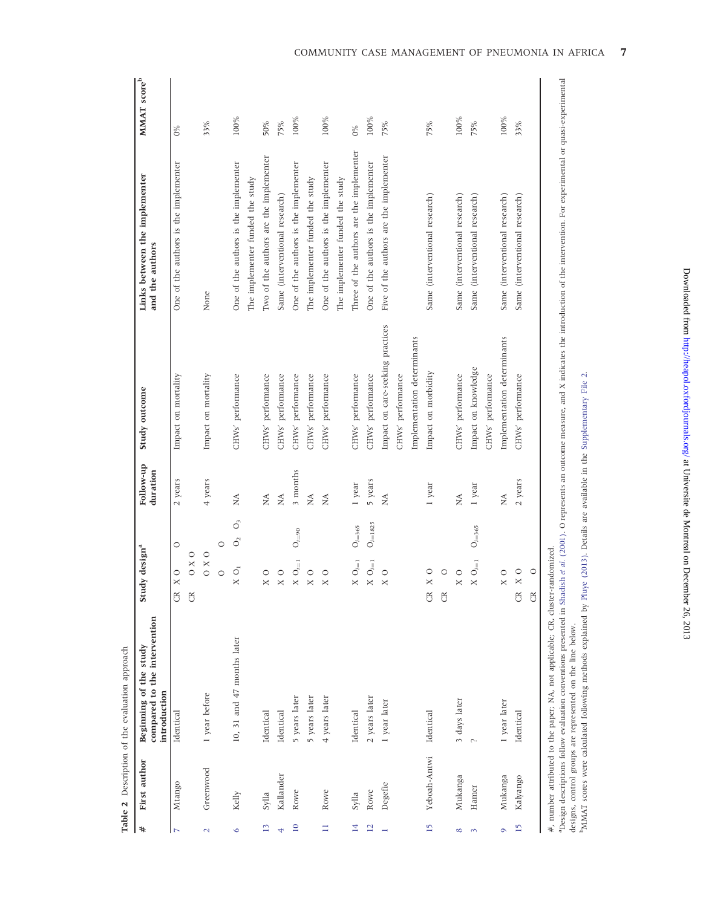**Table 2** Description of the evaluation approach

| # | First author | Beginning of the study compared to the intervention introduction | Study design[a] | Follow-up duration | Study outcome | Links between the implementer and the authors | MMAT score[b] |
|---|---|---|---|---|---|---|---|
| 7 | Mtango | Identical | CR X O O<br>CR O | 2 years | Impact on mortality | One of the authors is the implementer | 0% |
| 2 | Greenwood | 1 year before | O X O<br>O O | 4 years | Impact on mortality | None | 33% |
| 6 | Kelly | 10, 31 and 47 months later | X $O_1$ $O_2$ $O_3$ | NA | CHWs' performance | One of the authors is the implementer<br>The implementer funded the study | 100% |
| 13 | Sylla | Identical | X O | NA | CHWs' performance | Two of the authors are the implementer | 50% |
| 4 | Kallander | Identical | X O | NA | CHWs' performance | Same (interventional research) | 75% |
| 10 | Rowe | 5 years later | X $O_{t=1}$ $O_{t=90}$ | 3 months | CHWs' performance | One of the authors is the implementer | 100% |
| | | 5 years later | X O | NA | CHWs' performance | The implementer funded the study | |
| 11 | Rowe | 4 years later | X O | NA | CHWs' performance | One of the authors is the implementer<br>The implementer funded the study | 100% |
| 14 | Sylla | Identical | X $O_{t=1}$ $O_{t=365}$ | 1 year | CHWs' performance | Three of the authors are the implementer | 0% |
| 12 | Rowe | 2 years later | X $O_{t=1}$ $O_{t=1825}$ | 5 years | CHWs' performance | One of the authors is the implementer | 100% |
| 1 | Degefie | 1 year later | X O | NA | Impact on care-seeking practices<br>CHWs' performance<br>Implementation determinants | Five of the authors are the implementer | 75% |
| 15 | Yeboah-Antwi | Identical | CR X O<br>CR O | 1 year | Impact on morbidity | Same (interventional research) | 75% |
| 8 | Mukanga | 3 days later | X O | NA | CHWs' performance | Same (interventional research) | 100% |
| 3 | Hamer | ? | X $O_{t=1}$ $O_{t=365}$ | 1 year | Impact on knowledge<br>CHWs' performance | Same (interventional research) | 75% |
| 9 | Mukanga | 1 year later | X O | NA | Implementation determinants | Same (interventional research) | 100% |
| 15 | Kalyango | Identical | CR X O<br>CR O | 2 years | CHWs' performance | Same (interventional research) | 33% |

#, number attributed to the paper; NA, not applicable; CR, cluster-randomized.

[a]Design descriptions follow evaluation conventions presented in Shadish *et al.* (2001). O represents an outcome measure, and X indicates the introduction of the intervention. For experimental or quasi-experimental designs, control groups are represented on the line below.

[b]MMAT scores were calculated following methods explained by Pluye (2013). Details are available in the Supplementary File 2.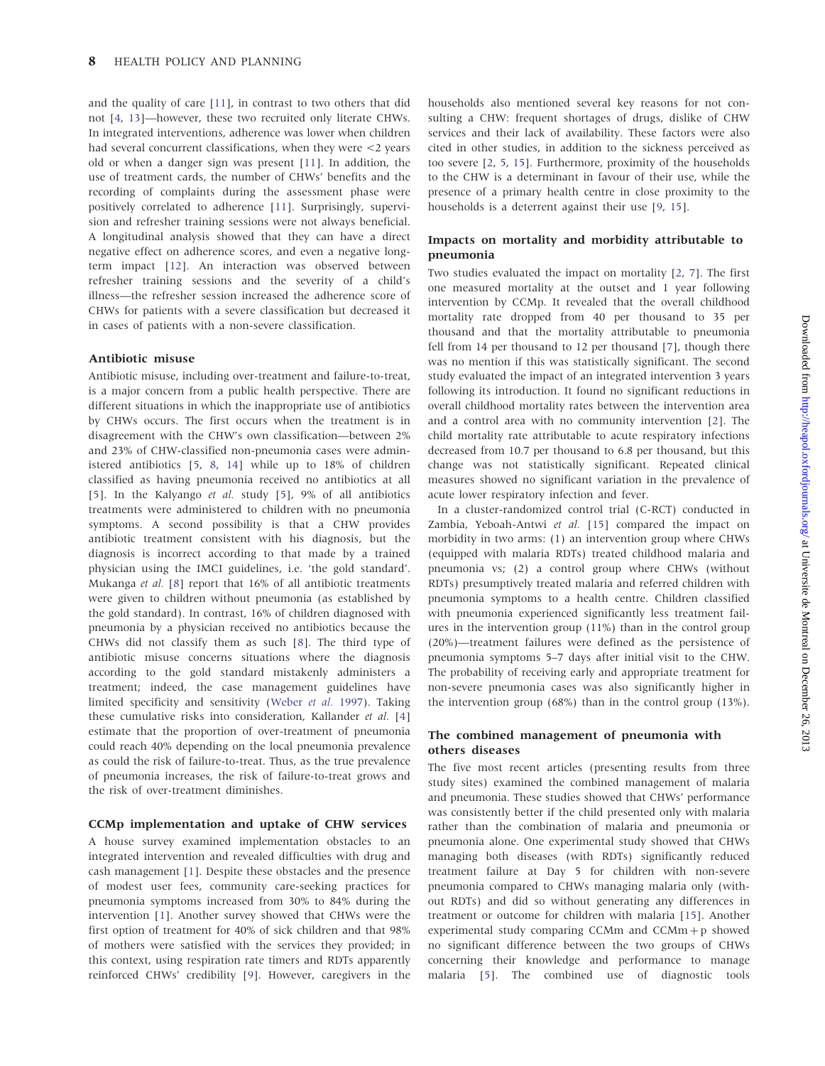and the quality of care [11], in contrast to two others that did not [4, 13]—however, these two recruited only literate CHWs. In integrated interventions, adherence was lower when children had several concurrent classifications, when they were <2 years old or when a danger sign was present [11]. In addition, the use of treatment cards, the number of CHWs' benefits and the recording of complaints during the assessment phase were positively correlated to adherence [11]. Surprisingly, supervision and refresher training sessions were not always beneficial. A longitudinal analysis showed that they can have a direct negative effect on adherence scores, and even a negative long-term impact [12]. An interaction was observed between refresher training sessions and the severity of a child's illness—the refresher session increased the adherence score of CHWs for patients with a severe classification but decreased it in cases of patients with a non-severe classification.

### Antibiotic misuse

Antibiotic misuse, including over-treatment and failure-to-treat, is a major concern from a public health perspective. There are different situations in which the inappropriate use of antibiotics by CHWs occurs. The first occurs when the treatment is in disagreement with the CHW's own classification—between 2% and 23% of CHW-classified non-pneumonia cases were administered antibiotics [5, 8, 14] while up to 18% of children classified as having pneumonia received no antibiotics at all [5]. In the Kalyango *et al.* study [5], 9% of all antibiotics treatments were administered to children with no pneumonia symptoms. A second possibility is that a CHW provides antibiotic treatment consistent with his diagnosis, but the diagnosis is incorrect according to that made by a trained physician using the IMCI guidelines, i.e. 'the gold standard'. Mukanga *et al.* [8] report that 16% of all antibiotic treatments were given to children without pneumonia (as established by the gold standard). In contrast, 16% of children diagnosed with pneumonia by a physician received no antibiotics because the CHWs did not classify them as such [8]. The third type of antibiotic misuse concerns situations where the diagnosis according to the gold standard mistakenly administers a treatment; indeed, the case management guidelines have limited specificity and sensitivity (Weber *et al.* 1997). Taking these cumulative risks into consideration, Kallander *et al.* [4] estimate that the proportion of over-treatment of pneumonia could reach 40% depending on the local pneumonia prevalence as could the risk of failure-to-treat. Thus, as the true prevalence of pneumonia increases, the risk of failure-to-treat grows and the risk of over-treatment diminishes.

### CCMp implementation and uptake of CHW services

A house survey examined implementation obstacles to an integrated intervention and revealed difficulties with drug and cash management [1]. Despite these obstacles and the presence of modest user fees, community care-seeking practices for pneumonia symptoms increased from 30% to 84% during the intervention [1]. Another survey showed that CHWs were the first option of treatment for 40% of sick children and that 98% of mothers were satisfied with the services they provided; in this context, using respiration rate timers and RDTs apparently reinforced CHWs' credibility [9]. However, caregivers in the households also mentioned several key reasons for not consulting a CHW: frequent shortages of drugs, dislike of CHW services and their lack of availability. These factors were also cited in other studies, in addition to the sickness perceived as too severe [2, 5, 15]. Furthermore, proximity of the households to the CHW is a determinant in favour of their use, while the presence of a primary health centre in close proximity to the households is a deterrent against their use [9, 15].

### Impacts on mortality and morbidity attributable to pneumonia

Two studies evaluated the impact on mortality [2, 7]. The first one measured mortality at the outset and 1 year following intervention by CCMp. It revealed that the overall childhood mortality rate dropped from 40 per thousand to 35 per thousand and that the mortality attributable to pneumonia fell from 14 per thousand to 12 per thousand [7], though there was no mention if this was statistically significant. The second study evaluated the impact of an integrated intervention 3 years following its introduction. It found no significant reductions in overall childhood mortality rates between the intervention area and a control area with no community intervention [2]. The child mortality rate attributable to acute respiratory infections decreased from 10.7 per thousand to 6.8 per thousand, but this change was not statistically significant. Repeated clinical measures showed no significant variation in the prevalence of acute lower respiratory infection and fever.

In a cluster-randomized control trial (C-RCT) conducted in Zambia, Yeboah-Antwi *et al.* [15] compared the impact on morbidity in two arms: (1) an intervention group where CHWs (equipped with malaria RDTs) treated childhood malaria and pneumonia vs; (2) a control group where CHWs (without RDTs) presumptively treated malaria and referred children with pneumonia symptoms to a health centre. Children classified with pneumonia experienced significantly less treatment failures in the intervention group (11%) than in the control group (20%)—treatment failures were defined as the persistence of pneumonia symptoms 5–7 days after initial visit to the CHW. The probability of receiving early and appropriate treatment for non-severe pneumonia cases was also significantly higher in the intervention group (68%) than in the control group (13%).

### The combined management of pneumonia with others diseases

The five most recent articles (presenting results from three study sites) examined the combined management of malaria and pneumonia. These studies showed that CHWs' performance was consistently better if the child presented only with malaria rather than the combination of malaria and pneumonia or pneumonia alone. One experimental study showed that CHWs managing both diseases (with RDTs) significantly reduced treatment failure at Day 5 for children with non-severe pneumonia compared to CHWs managing malaria only (without RDTs) and did so without generating any differences in treatment or outcome for children with malaria [15]. Another experimental study comparing CCMm and CCMm + p showed no significant difference between the two groups of CHWs concerning their knowledge and performance to manage malaria [5]. The combined use of diagnostic tools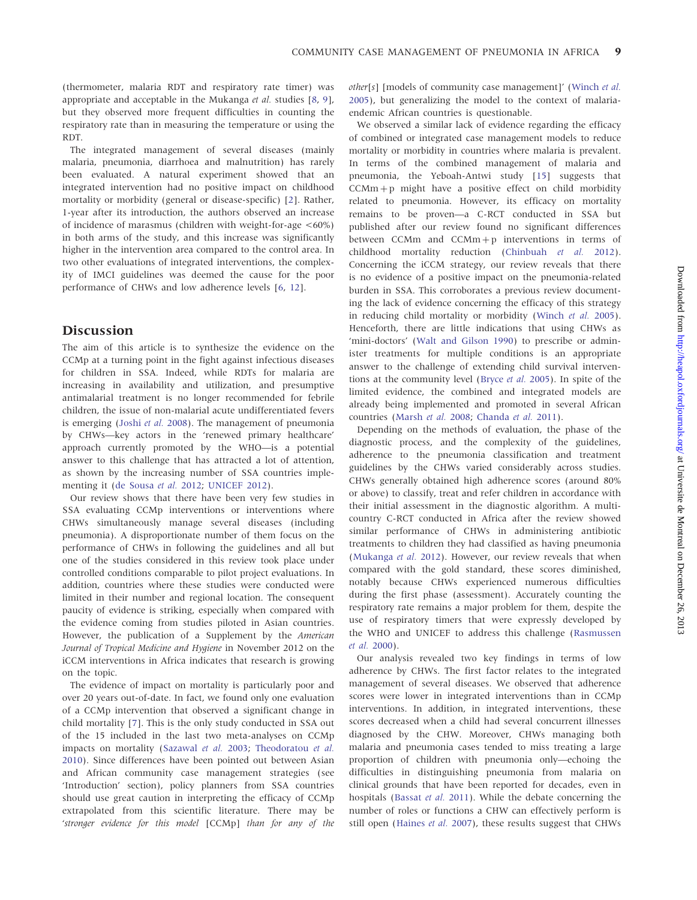(thermometer, malaria RDT and respiratory rate timer) was appropriate and acceptable in the Mukanga *et al.* studies [8, 9], but they observed more frequent difficulties in counting the respiratory rate than in measuring the temperature or using the RDT.

The integrated management of several diseases (mainly malaria, pneumonia, diarrhoea and malnutrition) has rarely been evaluated. A natural experiment showed that an integrated intervention had no positive impact on childhood mortality or morbidity (general or disease-specific) [2]. Rather, 1-year after its introduction, the authors observed an increase of incidence of marasmus (children with weight-for-age <60%) in both arms of the study, and this increase was significantly higher in the intervention area compared to the control area. In two other evaluations of integrated interventions, the complexity of IMCI guidelines was deemed the cause for the poor performance of CHWs and low adherence levels [6, 12].

## Discussion

The aim of this article is to synthesize the evidence on the CCMp at a turning point in the fight against infectious diseases for children in SSA. Indeed, while RDTs for malaria are increasing in availability and utilization, and presumptive antimalarial treatment is no longer recommended for febrile children, the issue of non-malarial acute undifferentiated fevers is emerging (Joshi *et al.* 2008). The management of pneumonia by CHWs—key actors in the 'renewed primary healthcare' approach currently promoted by the WHO—is a potential answer to this challenge that has attracted a lot of attention, as shown by the increasing number of SSA countries implementing it (de Sousa *et al.* 2012; UNICEF 2012).

Our review shows that there have been very few studies in SSA evaluating CCMp interventions or interventions where CHWs simultaneously manage several diseases (including pneumonia). A disproportionate number of them focus on the performance of CHWs in following the guidelines and all but one of the studies considered in this review took place under controlled conditions comparable to pilot project evaluations. In addition, countries where these studies were conducted were limited in their number and regional location. The consequent paucity of evidence is striking, especially when compared with the evidence coming from studies piloted in Asian countries. However, the publication of a Supplement by the *American Journal of Tropical Medicine and Hygiene* in November 2012 on the iCCM interventions in Africa indicates that research is growing on the topic.

The evidence of impact on mortality is particularly poor and over 20 years out-of-date. In fact, we found only one evaluation of a CCMp intervention that observed a significant change in child mortality [7]. This is the only study conducted in SSA out of the 15 included in the last two meta-analyses on CCMp impacts on mortality (Sazawal *et al.* 2003; Theodoratou *et al.* 2010). Since differences have been pointed out between Asian and African community case management strategies (see 'Introduction' section), policy planners from SSA countries should use great caution in interpreting the efficacy of CCMp extrapolated from this scientific literature. There may be '*stronger evidence for this model* [CCMp] *than for any of the other*[*s*] [models of community case management]' (Winch *et al.* 2005), but generalizing the model to the context of malaria-endemic African countries is questionable.

We observed a similar lack of evidence regarding the efficacy of combined or integrated case management models to reduce mortality or morbidity in countries where malaria is prevalent. In terms of the combined management of malaria and pneumonia, the Yeboah-Antwi study [15] suggests that CCMm + p might have a positive effect on child morbidity related to pneumonia. However, its efficacy on mortality remains to be proven—a C-RCT conducted in SSA but published after our review found no significant differences between CCMm and CCMm + p interventions in terms of childhood mortality reduction (Chinbuah *et al.* 2012). Concerning the iCCM strategy, our review reveals that there is no evidence of a positive impact on the pneumonia-related burden in SSA. This corroborates a previous review documenting the lack of evidence concerning the efficacy of this strategy in reducing child mortality or morbidity (Winch *et al.* 2005). Henceforth, there are little indications that using CHWs as 'mini-doctors' (Walt and Gilson 1990) to prescribe or administer treatments for multiple conditions is an appropriate answer to the challenge of extending child survival interventions at the community level (Bryce *et al.* 2005). In spite of the limited evidence, the combined and integrated models are already being implemented and promoted in several African countries (Marsh *et al.* 2008; Chanda *et al.* 2011).

Depending on the methods of evaluation, the phase of the diagnostic process, and the complexity of the guidelines, adherence to the pneumonia classification and treatment guidelines by the CHWs varied considerably across studies. CHWs generally obtained high adherence scores (around 80% or above) to classify, treat and refer children in accordance with their initial assessment in the diagnostic algorithm. A multi-country C-RCT conducted in Africa after the review showed similar performance of CHWs in administering antibiotic treatments to children they had classified as having pneumonia (Mukanga *et al.* 2012). However, our review reveals that when compared with the gold standard, these scores diminished, notably because CHWs experienced numerous difficulties during the first phase (assessment). Accurately counting the respiratory rate remains a major problem for them, despite the use of respiratory timers that were expressly developed by the WHO and UNICEF to address this challenge (Rasmussen *et al.* 2000).

Our analysis revealed two key findings in terms of low adherence by CHWs. The first factor relates to the integrated management of several diseases. We observed that adherence scores were lower in integrated interventions than in CCMp interventions. In addition, in integrated interventions, these scores decreased when a child had several concurrent illnesses diagnosed by the CHW. Moreover, CHWs managing both malaria and pneumonia cases tended to miss treating a large proportion of children with pneumonia only—echoing the difficulties in distinguishing pneumonia from malaria on clinical grounds that have been reported for decades, even in hospitals (Bassat *et al.* 2011). While the debate concerning the number of roles or functions a CHW can effectively perform is still open (Haines *et al.* 2007), these results suggest that CHWs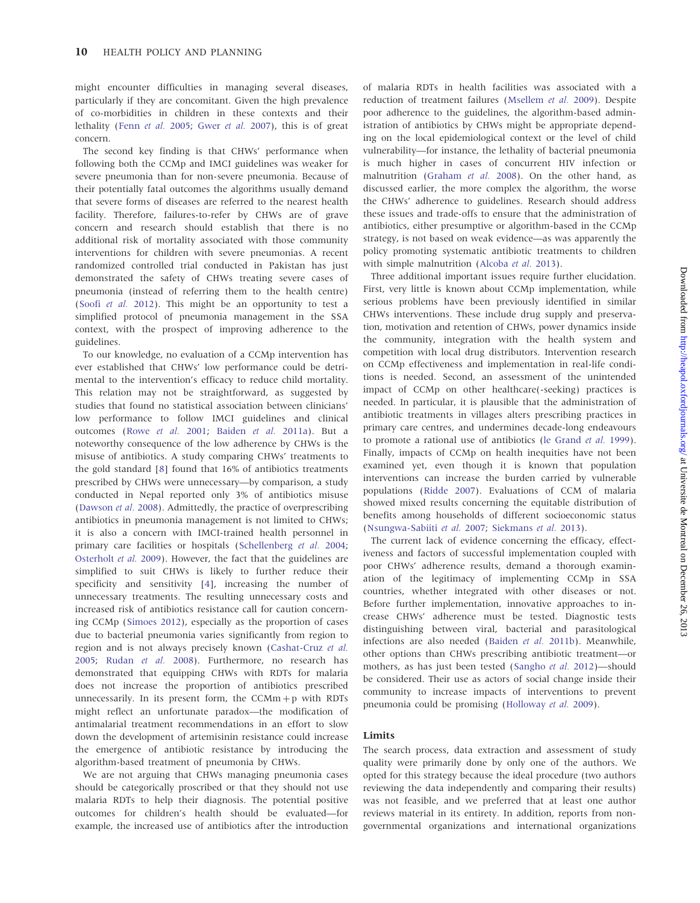might encounter difficulties in managing several diseases, particularly if they are concomitant. Given the high prevalence of co-morbidities in children in these contexts and their lethality (Fenn *et al.* 2005; Gwer *et al.* 2007), this is of great concern.

The second key finding is that CHWs' performance when following both the CCMp and IMCI guidelines was weaker for severe pneumonia than for non-severe pneumonia. Because of their potentially fatal outcomes the algorithms usually demand that severe forms of diseases are referred to the nearest health facility. Therefore, failures-to-refer by CHWs are of grave concern and research should establish that there is no additional risk of mortality associated with those community interventions for children with severe pneumonias. A recent randomized controlled trial conducted in Pakistan has just demonstrated the safety of CHWs treating severe cases of pneumonia (instead of referring them to the health centre) (Soofi *et al.* 2012). This might be an opportunity to test a simplified protocol of pneumonia management in the SSA context, with the prospect of improving adherence to the guidelines.

To our knowledge, no evaluation of a CCMp intervention has ever established that CHWs' low performance could be detrimental to the intervention's efficacy to reduce child mortality. This relation may not be straightforward, as suggested by studies that found no statistical association between clinicians' low performance to follow IMCI guidelines and clinical outcomes (Rowe *et al.* 2001; Baiden *et al.* 2011a). But a noteworthy consequence of the low adherence by CHWs is the misuse of antibiotics. A study comparing CHWs' treatments to the gold standard [8] found that 16% of antibiotics treatments prescribed by CHWs were unnecessary—by comparison, a study conducted in Nepal reported only 3% of antibiotics misuse (Dawson *et al.* 2008). Admittedly, the practice of overprescribing antibiotics in pneumonia management is not limited to CHWs; it is also a concern with IMCI-trained health personnel in primary care facilities or hospitals (Schellenberg *et al.* 2004; Osterholt *et al.* 2009). However, the fact that the guidelines are simplified to suit CHWs is likely to further reduce their specificity and sensitivity [4], increasing the number of unnecessary treatments. The resulting unnecessary costs and increased risk of antibiotics resistance call for caution concerning CCMp (Simoes 2012), especially as the proportion of cases due to bacterial pneumonia varies significantly from region to region and is not always precisely known (Cashat-Cruz *et al.* 2005; Rudan *et al.* 2008). Furthermore, no research has demonstrated that equipping CHWs with RDTs for malaria does not increase the proportion of antibiotics prescribed unnecessarily. In its present form, the CCMm + p with RDTs might reflect an unfortunate paradox—the modification of antimalarial treatment recommendations in an effort to slow down the development of artemisinin resistance could increase the emergence of antibiotic resistance by introducing the algorithm-based treatment of pneumonia by CHWs.

We are not arguing that CHWs managing pneumonia cases should be categorically proscribed or that they should not use malaria RDTs to help their diagnosis. The potential positive outcomes for children's health should be evaluated—for example, the increased use of antibiotics after the introduction of malaria RDTs in health facilities was associated with a reduction of treatment failures (Msellem *et al.* 2009). Despite poor adherence to the guidelines, the algorithm-based administration of antibiotics by CHWs might be appropriate depending on the local epidemiological context or the level of child vulnerability—for instance, the lethality of bacterial pneumonia is much higher in cases of concurrent HIV infection or malnutrition (Graham *et al.* 2008). On the other hand, as discussed earlier, the more complex the algorithm, the worse the CHWs' adherence to guidelines. Research should address these issues and trade-offs to ensure that the administration of antibiotics, either presumptive or algorithm-based in the CCMp strategy, is not based on weak evidence—as was apparently the policy promoting systematic antibiotic treatments to children with simple malnutrition (Alcoba *et al.* 2013).

Three additional important issues require further elucidation. First, very little is known about CCMp implementation, while serious problems have been previously identified in similar CHWs interventions. These include drug supply and preservation, motivation and retention of CHWs, power dynamics inside the community, integration with the health system and competition with local drug distributors. Intervention research on CCMp effectiveness and implementation in real-life conditions is needed. Second, an assessment of the unintended impact of CCMp on other healthcare(-seeking) practices is needed. In particular, it is plausible that the administration of antibiotic treatments in villages alters prescribing practices in primary care centres, and undermines decade-long endeavours to promote a rational use of antibiotics (le Grand *et al.* 1999). Finally, impacts of CCMp on health inequities have not been examined yet, even though it is known that population interventions can increase the burden carried by vulnerable populations (Ridde 2007). Evaluations of CCM of malaria showed mixed results concerning the equitable distribution of benefits among households of different socioeconomic status (Nsungwa-Sabiiti *et al.* 2007; Siekmans *et al.* 2013).

The current lack of evidence concerning the efficacy, effectiveness and factors of successful implementation coupled with poor CHWs' adherence results, demand a thorough examination of the legitimacy of implementing CCMp in SSA countries, whether integrated with other diseases or not. Before further implementation, innovative approaches to increase CHWs' adherence must be tested. Diagnostic tests distinguishing between viral, bacterial and parasitological infections are also needed (Baiden *et al.* 2011b). Meanwhile, other options than CHWs prescribing antibiotic treatment—or mothers, as has just been tested (Sangho *et al.* 2012)—should be considered. Their use as actors of social change inside their community to increase impacts of interventions to prevent pneumonia could be promising (Holloway *et al.* 2009).

### Limits

The search process, data extraction and assessment of study quality were primarily done by only one of the authors. We opted for this strategy because the ideal procedure (two authors reviewing the data independently and comparing their results) was not feasible, and we preferred that at least one author reviews material in its entirety. In addition, reports from non-governmental organizations and international organizations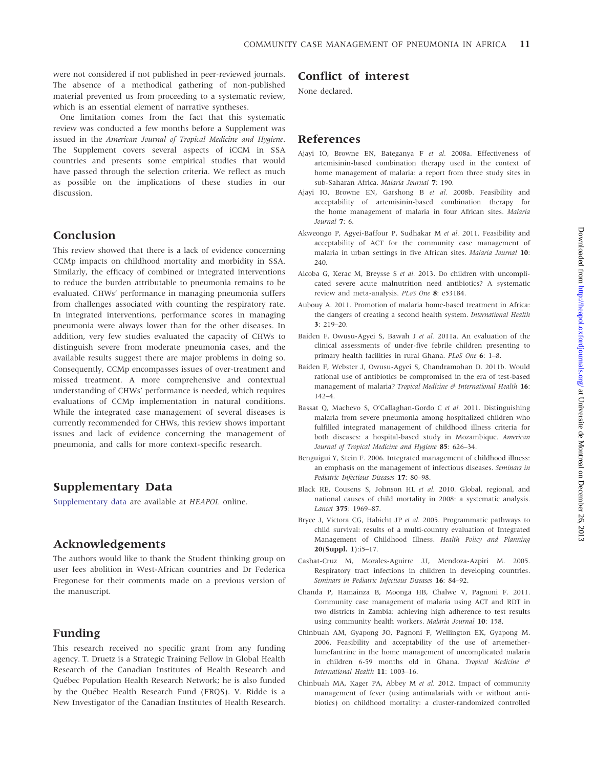were not considered if not published in peer-reviewed journals. The absence of a methodical gathering of non-published material prevented us from proceeding to a systematic review, which is an essential element of narrative syntheses.

One limitation comes from the fact that this systematic review was conducted a few months before a Supplement was issued in the *American Journal of Tropical Medicine and Hygiene*. The Supplement covers several aspects of iCCM in SSA countries and presents some empirical studies that would have passed through the selection criteria. We reflect as much as possible on the implications of these studies in our discussion.

## Conclusion

This review showed that there is a lack of evidence concerning CCMp impacts on childhood mortality and morbidity in SSA. Similarly, the efficacy of combined or integrated interventions to reduce the burden attributable to pneumonia remains to be evaluated. CHWs' performance in managing pneumonia suffers from challenges associated with counting the respiratory rate. In integrated interventions, performance scores in managing pneumonia were always lower than for the other diseases. In addition, very few studies evaluated the capacity of CHWs to distinguish severe from moderate pneumonia cases, and the available results suggest there are major problems in doing so. Consequently, CCMp encompasses issues of over-treatment and missed treatment. A more comprehensive and contextual understanding of CHWs' performance is needed, which requires evaluations of CCMp implementation in natural conditions. While the integrated case management of several diseases is currently recommended for CHWs, this review shows important issues and lack of evidence concerning the management of pneumonia, and calls for more context-specific research.

## Supplementary Data

Supplementary data are available at *HEAPOL* online.

## Acknowledgements

The authors would like to thank the Student thinking group on user fees abolition in West-African countries and Dr Federica Fregonese for their comments made on a previous version of the manuscript.

## Funding

This research received no specific grant from any funding agency. T. Druetz is a Strategic Training Fellow in Global Health Research of the Canadian Institutes of Health Research and Québec Population Health Research Network; he is also funded by the Québec Health Research Fund (FRQS). V. Ridde is a New Investigator of the Canadian Institutes of Health Research.

## Conflict of interest

None declared.

## References

Ajayi IO, Browne EN, Bateganya F *et al.* 2008a. Effectiveness of artemisinin-based combination therapy used in the context of home management of malaria: a report from three study sites in sub-Saharan Africa. *Malaria Journal* **7**: 190.

Ajayi IO, Browne EN, Garshong B *et al.* 2008b. Feasibility and acceptability of artemisinin-based combination therapy for the home management of malaria in four African sites. *Malaria Journal* **7**: 6.

Akweongo P, Agyei-Baffour P, Sudhakar M *et al.* 2011. Feasibility and acceptability of ACT for the community case management of malaria in urban settings in five African sites. *Malaria Journal* **10**: 240.

Alcoba G, Kerac M, Breysse S *et al.* 2013. Do children with uncomplicated severe acute malnutrition need antibiotics? A systematic review and meta-analysis. *PLoS One* **8**: e53184.

Aubouy A. 2011. Promotion of malaria home-based treatment in Africa: the dangers of creating a second health system. *International Health* **3**: 219–20.

Baiden F, Owusu-Agyei S, Bawah J *et al.* 2011a. An evaluation of the clinical assessments of under-five febrile children presenting to primary health facilities in rural Ghana. *PLoS One* **6**: 1–8.

Baiden F, Webster J, Owusu-Agyei S, Chandramohan D. 2011b. Would rational use of antibiotics be compromised in the era of test-based management of malaria? *Tropical Medicine & International Health* **16**: 142–4.

Bassat Q, Machevo S, O'Callaghan-Gordo C *et al.* 2011. Distinguishing malaria from severe pneumonia among hospitalized children who fulfilled integrated management of childhood illness criteria for both diseases: a hospital-based study in Mozambique. *American Journal of Tropical Medicine and Hygiene* **85**: 626–34.

Benguigui Y, Stein F. 2006. Integrated management of childhood illness: an emphasis on the management of infectious diseases. *Seminars in Pediatric Infectious Diseases* **17**: 80–98.

Black RE, Cousens S, Johnson HL *et al.* 2010. Global, regional, and national causes of child mortality in 2008: a systematic analysis. *Lancet* **375**: 1969–87.

Bryce J, Victora CG, Habicht JP *et al.* 2005. Programmatic pathways to child survival: results of a multi-country evaluation of Integrated Management of Childhood Illness. *Health Policy and Planning* **20**(**Suppl. 1**):i5–17.

Cashat-Cruz M, Morales-Aguirre JJ, Mendoza-Azpiri M. 2005. Respiratory tract infections in children in developing countries. *Seminars in Pediatric Infectious Diseases* **16**: 84–92.

Chanda P, Hamainza B, Moonga HB, Chalwe V, Pagnoni F. 2011. Community case management of malaria using ACT and RDT in two districts in Zambia: achieving high adherence to test results using community health workers. *Malaria Journal* **10**: 158.

Chinbuah AM, Gyapong JO, Pagnoni F, Wellington EK, Gyapong M. 2006. Feasibility and acceptability of the use of artemether-lumefantrine in the home management of uncomplicated malaria in children 6-59 months old in Ghana. *Tropical Medicine & International Health* **11**: 1003–16.

Chinbuah MA, Kager PA, Abbey M *et al.* 2012. Impact of community management of fever (using antimalarials with or without antibiotics) on childhood mortality: a cluster-randomized controlled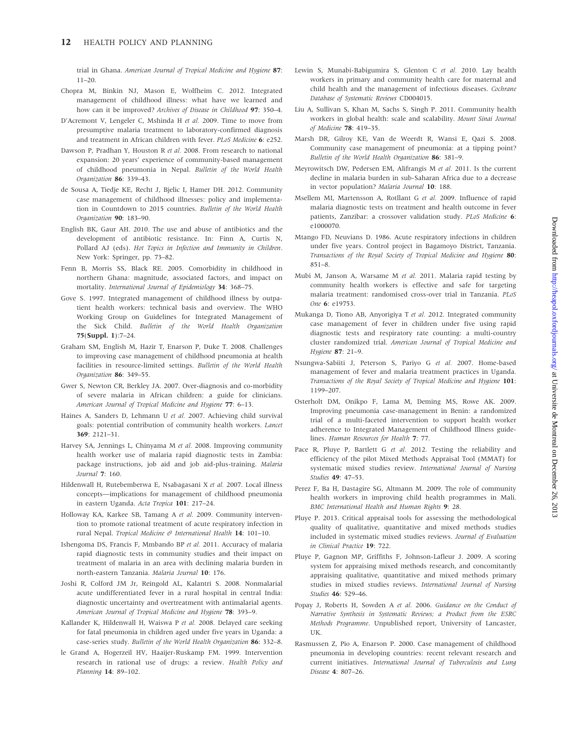trial in Ghana. *American Journal of Tropical Medicine and Hygiene* **87**: 11–20.

Chopra M, Binkin NJ, Mason E, Wolfheim C. 2012. Integrated management of childhood illness: what have we learned and how can it be improved? *Archives of Disease in Childhood* **97**: 350–4.

D'Acremont V, Lengeler C, Mshinda H *et al.* 2009. Time to move from presumptive malaria treatment to laboratory-confirmed diagnosis and treatment in African children with fever. *PLoS Medicine* **6**: e252.

Dawson P, Pradhan Y, Houston R *et al.* 2008. From research to national expansion: 20 years' experience of community-based management of childhood pneumonia in Nepal. *Bulletin of the World Health Organization* **86**: 339–43.

de Sousa A, Tiedje KE, Recht J, Bjelic I, Hamer DH. 2012. Community case management of childhood illnesses: policy and implementation in Countdown to 2015 countries. *Bulletin of the World Health Organization* **90**: 183–90.

English BK, Gaur AH. 2010. The use and abuse of antibiotics and the development of antibiotic resistance. In: Finn A, Curtis N, Pollard AJ (eds). *Hot Topics in Infection and Immunity in Children*. New York: Springer, pp. 73–82.

Fenn B, Morris SS, Black RE. 2005. Comorbidity in childhood in northern Ghana: magnitude, associated factors, and impact on mortality. *International Journal of Epidemiology* **34**: 368–75.

Gove S. 1997. Integrated management of childhood illness by outpatient health workers: technical basis and overview. The WHO Working Group on Guidelines for Integrated Management of the Sick Child. *Bulletin of the World Health Organization* **75(Suppl. 1)**:7–24.

Graham SM, English M, Hazir T, Enarson P, Duke T. 2008. Challenges to improving case management of childhood pneumonia at health facilities in resource-limited settings. *Bulletin of the World Health Organization* **86**: 349–55.

Gwer S, Newton CR, Berkley JA. 2007. Over-diagnosis and co-morbidity of severe malaria in African children: a guide for clinicians. *American Journal of Tropical Medicine and Hygiene* **77**: 6–13.

Haines A, Sanders D, Lehmann U *et al.* 2007. Achieving child survival goals: potential contribution of community health workers. *Lancet* **369**: 2121–31.

Harvey SA, Jennings L, Chinyama M *et al.* 2008. Improving community health worker use of malaria rapid diagnostic tests in Zambia: package instructions, job aid and job aid-plus-training. *Malaria Journal* **7**: 160.

Hildenwall H, Rutebemberwa E, Nsabagasani X *et al.* 2007. Local illness concepts—implications for management of childhood pneumonia in eastern Uganda. *Acta Tropica* **101**: 217–24.

Holloway KA, Karkee SB, Tamang A *et al.* 2009. Community intervention to promote rational treatment of acute respiratory infection in rural Nepal. *Tropical Medicine & International Health* **14**: 101–10.

Ishengoma DS, Francis F, Mmbando BP *et al.* 2011. Accuracy of malaria rapid diagnostic tests in community studies and their impact on treatment of malaria in an area with declining malaria burden in north-eastern Tanzania. *Malaria Journal* **10**: 176.

Joshi R, Colford JM Jr, Reingold AL, Kalantri S. 2008. Nonmalarial acute undifferentiated fever in a rural hospital in central India: diagnostic uncertainty and overtreatment with antimalarial agents. *American Journal of Tropical Medicine and Hygiene* **78**: 393–9.

Kallander K, Hildenwall H, Waiswa P *et al.* 2008. Delayed care seeking for fatal pneumonia in children aged under five years in Uganda: a case-series study. *Bulletin of the World Health Organization* **86**: 332–8.

le Grand A, Hogerzeil HV, Haaijer-Ruskamp FM. 1999. Intervention research in rational use of drugs: a review. *Health Policy and Planning* **14**: 89–102.

Lewin S, Munabi-Babigumira S, Glenton C *et al.* 2010. Lay health workers in primary and community health care for maternal and child health and the management of infectious diseases. *Cochrane Database of Systematic Reviews* CD004015.

Liu A, Sullivan S, Khan M, Sachs S, Singh P. 2011. Community health workers in global health: scale and scalability. *Mount Sinai Journal of Medicine* **78**: 419–35.

Marsh DR, Gilroy KE, Van de Weerdt R, Wansi E, Qazi S. 2008. Community case management of pneumonia: at a tipping point? *Bulletin of the World Health Organization* **86**: 381–9.

Meyrowitsch DW, Pedersen EM, Alifrangis M *et al.* 2011. Is the current decline in malaria burden in sub-Saharan Africa due to a decrease in vector population? *Malaria Journal* **10**: 188.

Msellem MI, Martensson A, Rotllant G *et al.* 2009. Influence of rapid malaria diagnostic tests on treatment and health outcome in fever patients, Zanzibar: a crossover validation study. *PLoS Medicine* **6**: e1000070.

Mtango FD, Neuvians D. 1986. Acute respiratory infections in children under five years. Control project in Bagamoyo District, Tanzania. *Transactions of the Royal Society of Tropical Medicine and Hygiene* **80**: 851–8.

Mubi M, Janson A, Warsame M *et al.* 2011. Malaria rapid testing by community health workers is effective and safe for targeting malaria treatment: randomised cross-over trial in Tanzania. *PLoS One* **6**: e19753.

Mukanga D, Tiono AB, Anyorigiya T *et al.* 2012. Integrated community case management of fever in children under five using rapid diagnostic tests and respiratory rate counting: a multi-country cluster randomized trial. *American Journal of Tropical Medicine and Hygiene* **87**: 21–9.

Nsungwa-Sabiiti J, Peterson S, Pariyo G *et al.* 2007. Home-based management of fever and malaria treatment practices in Uganda. *Transactions of the Royal Society of Tropical Medicine and Hygiene* **101**: 1199–207.

Osterholt DM, Onikpo F, Lama M, Deming MS, Rowe AK. 2009. Improving pneumonia case-management in Benin: a randomized trial of a multi-faceted intervention to support health worker adherence to Integrated Management of Childhood Illness guidelines. *Human Resources for Health* **7**: 77.

Pace R, Pluye P, Bartlett G *et al.* 2012. Testing the reliability and efficiency of the pilot Mixed Methods Appraisal Tool (MMAT) for systematic mixed studies review. *International Journal of Nursing Studies* **49**: 47–53.

Perez F, Ba H, Dastagire SG, Altmann M. 2009. The role of community health workers in improving child health programmes in Mali. *BMC International Health and Human Rights* **9**: 28.

Pluye P. 2013. Critical appraisal tools for assessing the methodological quality of qualitative, quantitative and mixed methods studies included in systematic mixed studies reviews. *Journal of Evaluation in Clinical Practice* **19**: 722.

Pluye P, Gagnon MP, Griffiths F, Johnson-Lafleur J. 2009. A scoring system for appraising mixed methods research, and concomitantly appraising qualitative, quantitative and mixed methods primary studies in mixed studies reviews. *International Journal of Nursing Studies* **46**: 529–46.

Popay J, Roberts H, Sowden A *et al.* 2006. *Guidance on the Conduct of Narrative Synthesis in Systematic Reviews; a Product from the ESRC Methods Programme*. Unpublished report, University of Lancaster, UK.

Rasmussen Z, Pio A, Enarson P. 2000. Case management of childhood pneumonia in developing countries: recent relevant research and current initiatives. *International Journal of Tuberculosis and Lung Disease* **4**: 807–26.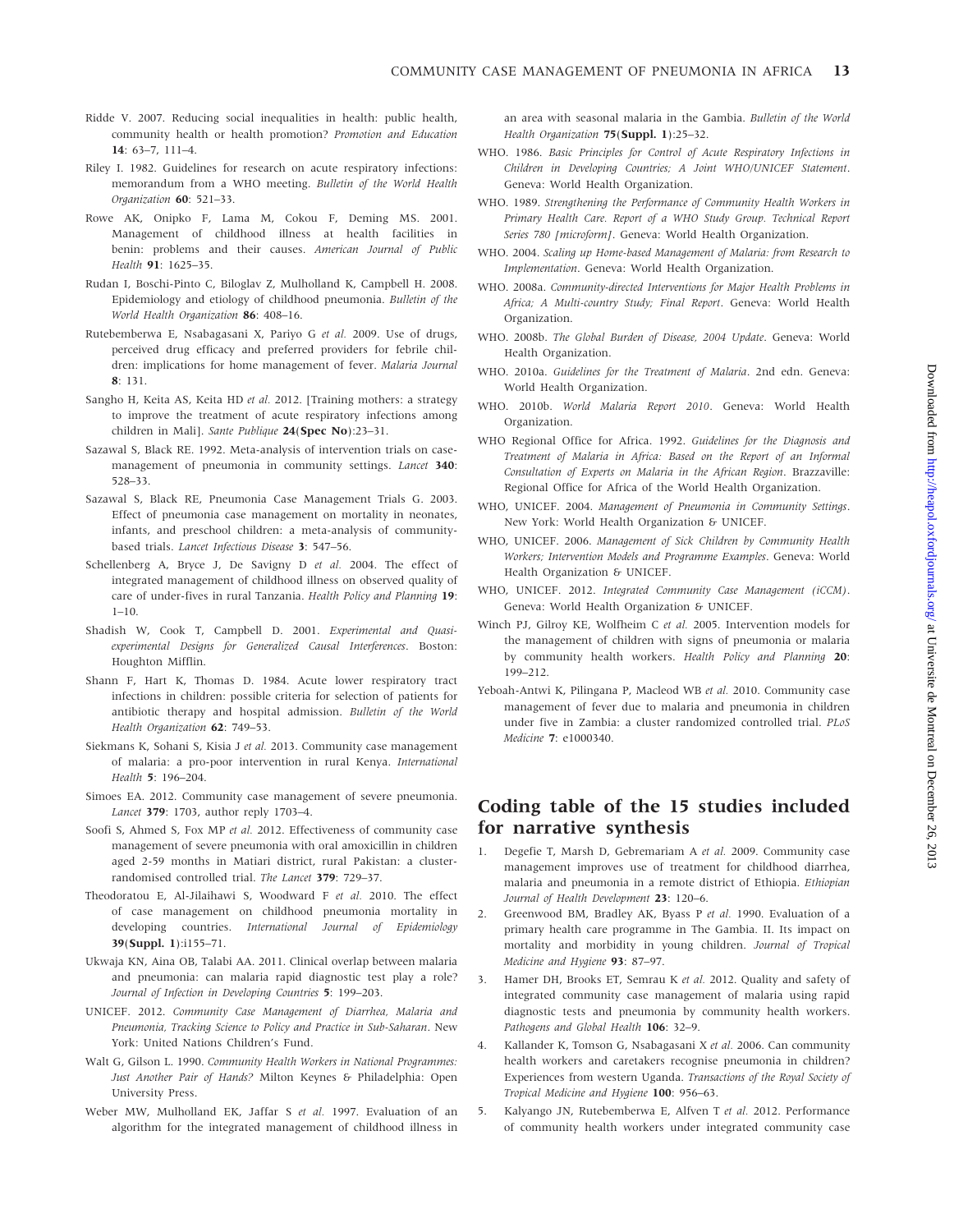Ridde V. 2007. Reducing social inequalities in health: public health, community health or health promotion? *Promotion and Education* **14**: 63–7, 111–4.

Riley I. 1982. Guidelines for research on acute respiratory infections: memorandum from a WHO meeting. *Bulletin of the World Health Organization* **60**: 521–33.

Rowe AK, Onipko F, Lama M, Cokou F, Deming MS. 2001. Management of childhood illness at health facilities in benin: problems and their causes. *American Journal of Public Health* **91**: 1625–35.

Rudan I, Boschi-Pinto C, Biloglav Z, Mulholland K, Campbell H. 2008. Epidemiology and etiology of childhood pneumonia. *Bulletin of the World Health Organization* **86**: 408–16.

Rutebemberwa E, Nsabagasani X, Pariyo G *et al.* 2009. Use of drugs, perceived drug efficacy and preferred providers for febrile children: implications for home management of fever. *Malaria Journal* **8**: 131.

Sangho H, Keita AS, Keita HD *et al.* 2012. [Training mothers: a strategy to improve the treatment of acute respiratory infections among children in Mali]. *Sante Publique* **24(Spec No)**:23–31.

Sazawal S, Black RE. 1992. Meta-analysis of intervention trials on case-management of pneumonia in community settings. *Lancet* **340**: 528–33.

Sazawal S, Black RE, Pneumonia Case Management Trials G. 2003. Effect of pneumonia case management on mortality in neonates, infants, and preschool children: a meta-analysis of community-based trials. *Lancet Infectious Disease* **3**: 547–56.

Schellenberg A, Bryce J, De Savigny D *et al.* 2004. The effect of integrated management of childhood illness on observed quality of care of under-fives in rural Tanzania. *Health Policy and Planning* **19**: 1–10.

Shadish W, Cook T, Campbell D. 2001. *Experimental and Quasi-experimental Designs for Generalized Causal Interferences*. Boston: Houghton Mifflin.

Shann F, Hart K, Thomas D. 1984. Acute lower respiratory tract infections in children: possible criteria for selection of patients for antibiotic therapy and hospital admission. *Bulletin of the World Health Organization* **62**: 749–53.

Siekmans K, Sohani S, Kisia J *et al.* 2013. Community case management of malaria: a pro-poor intervention in rural Kenya. *International Health* **5**: 196–204.

Simoes EA. 2012. Community case management of severe pneumonia. *Lancet* **379**: 1703, author reply 1703–4.

Soofi S, Ahmed S, Fox MP *et al.* 2012. Effectiveness of community case management of severe pneumonia with oral amoxicillin in children aged 2-59 months in Matiari district, rural Pakistan: a cluster-randomised controlled trial. *The Lancet* **379**: 729–37.

Theodoratou E, Al-Jilaihawi S, Woodward F *et al.* 2010. The effect of case management on childhood pneumonia mortality in developing countries. *International Journal of Epidemiology* **39(Suppl. 1)**:i155–71.

Ukwaja KN, Aina OB, Talabi AA. 2011. Clinical overlap between malaria and pneumonia: can malaria rapid diagnostic test play a role? *Journal of Infection in Developing Countries* **5**: 199–203.

UNICEF. 2012. *Community Case Management of Diarrhea, Malaria and Pneumonia, Tracking Science to Policy and Practice in Sub-Saharan*. New York: United Nations Children's Fund.

Walt G, Gilson L. 1990. *Community Health Workers in National Programmes: Just Another Pair of Hands?* Milton Keynes & Philadelphia: Open University Press.

Weber MW, Mulholland EK, Jaffar S *et al.* 1997. Evaluation of an algorithm for the integrated management of childhood illness in an area with seasonal malaria in the Gambia. *Bulletin of the World Health Organization* **75(Suppl. 1)**:25–32.

WHO. 1986. *Basic Principles for Control of Acute Respiratory Infections in Children in Developing Countries; A Joint WHO/UNICEF Statement*. Geneva: World Health Organization.

WHO. 1989. *Strengthening the Performance of Community Health Workers in Primary Health Care. Report of a WHO Study Group. Technical Report Series 780 [microform]*. Geneva: World Health Organization.

WHO. 2004. *Scaling up Home-based Management of Malaria: from Research to Implementation*. Geneva: World Health Organization.

WHO. 2008a. *Community-directed Interventions for Major Health Problems in Africa; A Multi-country Study; Final Report*. Geneva: World Health Organization.

WHO. 2008b. *The Global Burden of Disease, 2004 Update*. Geneva: World Health Organization.

WHO. 2010a. *Guidelines for the Treatment of Malaria*. 2nd edn. Geneva: World Health Organization.

WHO. 2010b. *World Malaria Report 2010*. Geneva: World Health Organization.

WHO Regional Office for Africa. 1992. *Guidelines for the Diagnosis and Treatment of Malaria in Africa: Based on the Report of an Informal Consultation of Experts on Malaria in the African Region*. Brazzaville: Regional Office for Africa of the World Health Organization.

WHO, UNICEF. 2004. *Management of Pneumonia in Community Settings*. New York: World Health Organization & UNICEF.

WHO, UNICEF. 2006. *Management of Sick Children by Community Health Workers; Intervention Models and Programme Examples*. Geneva: World Health Organization & UNICEF.

WHO, UNICEF. 2012. *Integrated Community Case Management (iCCM)*. Geneva: World Health Organization & UNICEF.

Winch PJ, Gilroy KE, Wolfheim C *et al.* 2005. Intervention models for the management of children with signs of pneumonia or malaria by community health workers. *Health Policy and Planning* **20**: 199–212.

Yeboah-Antwi K, Pilingana P, Macleod WB *et al.* 2010. Community case management of fever due to malaria and pneumonia in children under five in Zambia: a cluster randomized controlled trial. *PLoS Medicine* **7**: e1000340.

## Coding table of the 15 studies included for narrative synthesis

1. Degefie T, Marsh D, Gebremariam A *et al.* 2009. Community case management improves use of treatment for childhood diarrhea, malaria and pneumonia in a remote district of Ethiopia. *Ethiopian Journal of Health Development* **23**: 120–6.
2. Greenwood BM, Bradley AK, Byass P *et al.* 1990. Evaluation of a primary health care programme in The Gambia. II. Its impact on mortality and morbidity in young children. *Journal of Tropical Medicine and Hygiene* **93**: 87–97.
3. Hamer DH, Brooks ET, Semrau K *et al.* 2012. Quality and safety of integrated community case management of malaria using rapid diagnostic tests and pneumonia by community health workers. *Pathogens and Global Health* **106**: 32–9.
4. Kallander K, Tomson G, Nsabagasani X *et al.* 2006. Can community health workers and caretakers recognise pneumonia in children? Experiences from western Uganda. *Transactions of the Royal Society of Tropical Medicine and Hygiene* **100**: 956–63.
5. Kalyango JN, Rutebemberwa E, Alfven T *et al.* 2012. Performance of community health workers under integrated community case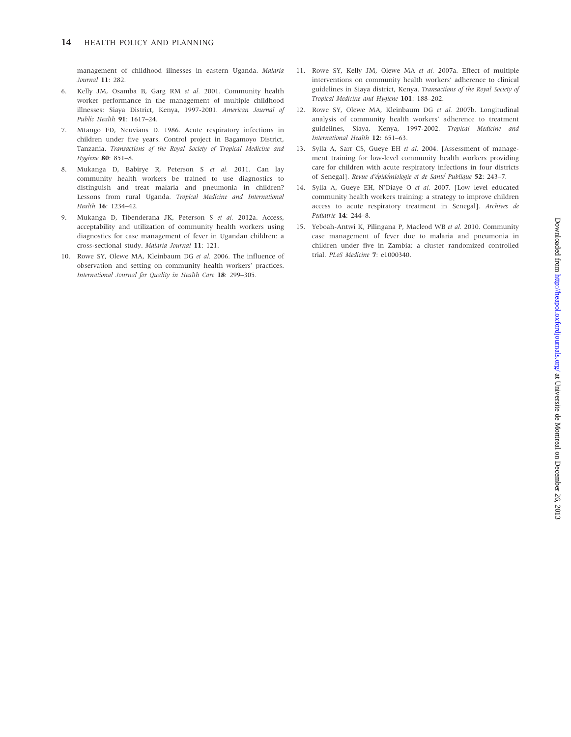management of childhood illnesses in eastern Uganda. *Malaria Journal* **11**: 282.

6. Kelly JM, Osamba B, Garg RM *et al.* 2001. Community health worker performance in the management of multiple childhood illnesses: Siaya District, Kenya, 1997-2001. *American Journal of Public Health* **91**: 1617–24.
7. Mtango FD, Neuvians D. 1986. Acute respiratory infections in children under five years. Control project in Bagamoyo District, Tanzania. *Transactions of the Royal Society of Tropical Medicine and Hygiene* **80**: 851–8.
8. Mukanga D, Babirye R, Peterson S *et al.* 2011. Can lay community health workers be trained to use diagnostics to distinguish and treat malaria and pneumonia in children? Lessons from rural Uganda. *Tropical Medicine and International Health* **16**: 1234–42.
9. Mukanga D, Tibenderana JK, Peterson S *et al.* 2012a. Access, acceptability and utilization of community health workers using diagnostics for case management of fever in Ugandan children: a cross-sectional study. *Malaria Journal* **11**: 121.
10. Rowe SY, Olewe MA, Kleinbaum DG *et al.* 2006. The influence of observation and setting on community health workers' practices. *International Journal for Quality in Health Care* **18**: 299–305.
11. Rowe SY, Kelly JM, Olewe MA *et al.* 2007a. Effect of multiple interventions on community health workers' adherence to clinical guidelines in Siaya district, Kenya. *Transactions of the Royal Society of Tropical Medicine and Hygiene* **101**: 188–202.
12. Rowe SY, Olewe MA, Kleinbaum DG *et al.* 2007b. Longitudinal analysis of community health workers' adherence to treatment guidelines, Siaya, Kenya, 1997-2002. *Tropical Medicine and International Health* **12**: 651–63.
13. Sylla A, Sarr CS, Gueye EH *et al.* 2004. [Assessment of management training for low-level community health workers providing care for children with acute respiratory infections in four districts of Senegal]. *Revue d'épidémiologie et de Santé Publique* **52**: 243–7.
14. Sylla A, Gueye EH, N'Diaye O *et al.* 2007. [Low level educated community health workers training: a strategy to improve children access to acute respiratory treatment in Senegal]. *Archives de Pediatrie* **14**: 244–8.
15. Yeboah-Antwi K, Pilingana P, Macleod WB *et al.* 2010. Community case management of fever due to malaria and pneumonia in children under five in Zambia: a cluster randomized controlled trial. *PLoS Medicine* **7**: e1000340.